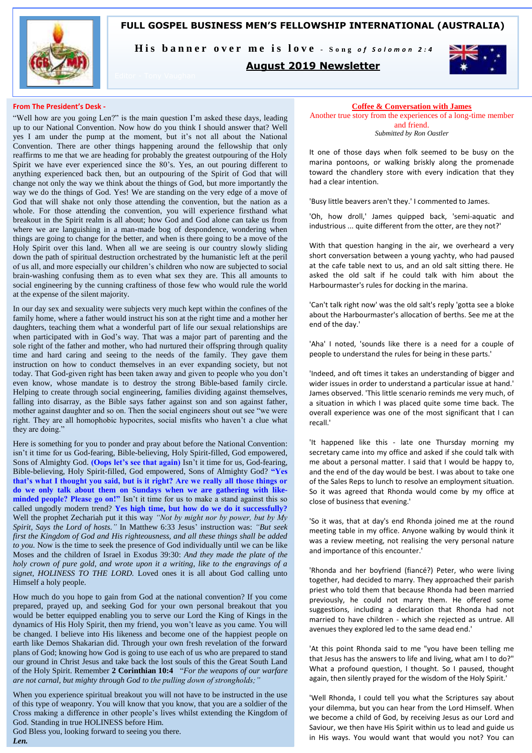# FULL GOSPEL BUSINESS MEN'S FELLOWSHIP INTERNATIONAL (AUSTRALIA)

**His banner over me is love** - *Song of Solomon 2:4*

**August 2019 Newsletter**

Editor - Tony Vaughan

## From The President's Desk -

"Well how are you going Len?" is the main question I'm asked these days, leading up to our National Convention. Now how do you think I should answer that? Well yes I am under the pump at the moment, but it's not all about the National Convention. There are other things happening around the fellowship that only reaffirms to me that we are heading for probably the greatest outpouring of the Holy Spirit we have ever experienced since the 80's. Yes, an out pouring different to anything experienced back then, but an outpouring of the Spirit of God that will change not only the way we think about the things of God, but more importantly the way we do the things of God. Yes! We are standing on the very edge of a move of God that will shake not only those attending the convention, but the nation as a whole. For those attending the convention, you will experience firsthand what breakout in the Spirit realm is all about; how God and God alone can take us from where we are languishing in a man-made bog of despondence, wondering when things are going to change for the better, and when is there going to be a move of the Holy Spirit over this land. When all we are seeing is our country slowly sliding down the path of spiritual destruction orchestrated by the humanistic left at the peril of us all, and more especially our children's children who now are subjected to social brain-washing confusing them as to even what sex they are. This all amounts to social engineering by the cunning craftiness of those few who would rule the world at the expense of the silent majority.

In our day sex and sexuality were subjects very much kept within the confines of the family home, where a father would instruct his son at the right time and a mother her daughters, teaching them what a wonderful part of life our sexual relationships are when participated with in God's way. That was a major part of parenting and the sole right of the father and mother, who had nurtured their offspring through quality time and hard caring and seeing to the needs of the family. They gave them instruction on how to conduct themselves in an ever expanding society, but not today. That God-given right has been taken away and given to people who you don't even know, whose mandate is to destroy the strong Bible-based family circle. Helping to create through social engineering, families dividing against themselves, falling into disarray, as the Bible says father against son and son against father, mother against daughter and so on. Then the social engineers shout out see "we were right. They are all homophobic hypocrites, social misfits who haven't a clue what they are doing."

Here is something for you to ponder and pray about before the National Convention: isn't it time for us God-fearing, Bible-believing, Holy Spirit-filled, God empowered, Sons of Almighty God. **(Oops let's see that again)** Isn't it time for us, God-fearing, Bible-believing, Holy Spirit-filled, God empowered, Sons of Almighty God? **"Yes that's what I thought you said, but is it right? Are we really all those things or do we only talk about them on Sundays when we are gathering with like-minded people? Please go on!"** Isn't it time for us to make a stand against this so called ungodly modern trend? **Yes high time, but how do we do it successfully?** Well the prophet Zechariah put it this way *"Not by might nor by power, but by My Spirit, Says the Lord of hosts."* In Matthew 6:33 Jesus' instruction was: *"But seek first the Kingdom of God and His righteousness, and all these things shall be added to you.* Now is the time to seek the presence of God individually until we can be like Moses and the children of Israel in Exodus 39:30: *And they made the plate of the holy crown of pure gold, and wrote upon it a writing, like to the engravings of a signet, HOLINESS TO THE LORD.* Loved ones it is all about God calling unto Himself a holy people.

How much do you hope to gain from God at the national convention? If you come prepared, prayed up, and seeking God for your own personal breakout that you would be better equipped enabling you to serve our Lord the King of Kings in the dynamics of His Holy Spirit, then my friend, you won't leave as you came. You will be changed. I believe into His likeness and become one of the happiest people on earth like Demos Shakarian did. Through your own fresh revelation of the forward plans of God; knowing how God is going to use each of us who are prepared to stand our ground in Christ Jesus and take back the lost souls of this the Great South Land of the Holy Spirit. Remember **2 Corinthian 10:4** *"For the weapons of our warfare are not carnal, but mighty through God to the pulling down of strongholds;"*

When you experience spiritual breakout you will not have to be instructed in the use of this type of weaponry. You will know that you know, that you are a soldier of the Cross making a difference in other people's lives whilst extending the Kingdom of God. Standing in true HOLINESS before Him.

God Bless you, looking forward to seeing you there.

***Len.***

## Coffee & Conversation with James

Another true story from the experiences of a long-time member and friend.

*Submitted by Ron Oastler*

It one of those days when folk seemed to be busy on the marina pontoons, or walking briskly along the promenade toward the chandlery store with every indication that they had a clear intention.

'Busy little beavers aren't they.' I commented to James.

'Oh, how droll,' James quipped back, 'semi-aquatic and industrious ... quite different from the otter, are they not?'

With that question hanging in the air, we overheard a very short conversation between a young yachty, who had paused at the cafe table next to us, and an old salt sitting there. He asked the old salt if he could talk with him about the Harbourmaster's rules for docking in the marina.

'Can't talk right now' was the old salt's reply 'gotta see a bloke about the Harbourmaster's allocation of berths. See me at the end of the day.'

'Aha' I noted, 'sounds like there is a need for a couple of people to understand the rules for being in these parts.'

'Indeed, and oft times it takes an understanding of bigger and wider issues in order to understand a particular issue at hand.' James observed. 'This little scenario reminds me very much, of a situation in which I was placed quite some time back. The overall experience was one of the most significant that I can recall.'

'It happened like this - late one Thursday morning my secretary came into my office and asked if she could talk with me about a personal matter. I said that I would be happy to, and the end of the day would be best. I was about to take one of the Sales Reps to lunch to resolve an employment situation. So it was agreed that Rhonda would come by my office at close of business that evening.'

'So it was, that at day's end Rhonda joined me at the round meeting table in my office. Anyone walking by would think it was a review meeting, not realising the very personal nature and importance of this encounter.'

'Rhonda and her boyfriend (fiancé?) Peter, who were living together, had decided to marry. They approached their parish priest who told them that because Rhonda had been married previously, he could not marry them. He offered some suggestions, including a declaration that Rhonda had not married to have children - which she rejected as untrue. All avenues they explored led to the same dead end.'

'At this point Rhonda said to me "you have been telling me that Jesus has the answers to life and living, what am I to do?" What a profound question, I thought. So I paused, thought again, then silently prayed for the wisdom of the Holy Spirit.'

'Well Rhonda, I could tell you what the Scriptures say about your dilemma, but you can hear from the Lord Himself. When we become a child of God, by receiving Jesus as our Lord and Saviour, we then have His Spirit within us to lead and guide us in His ways. You would want that would you not? You can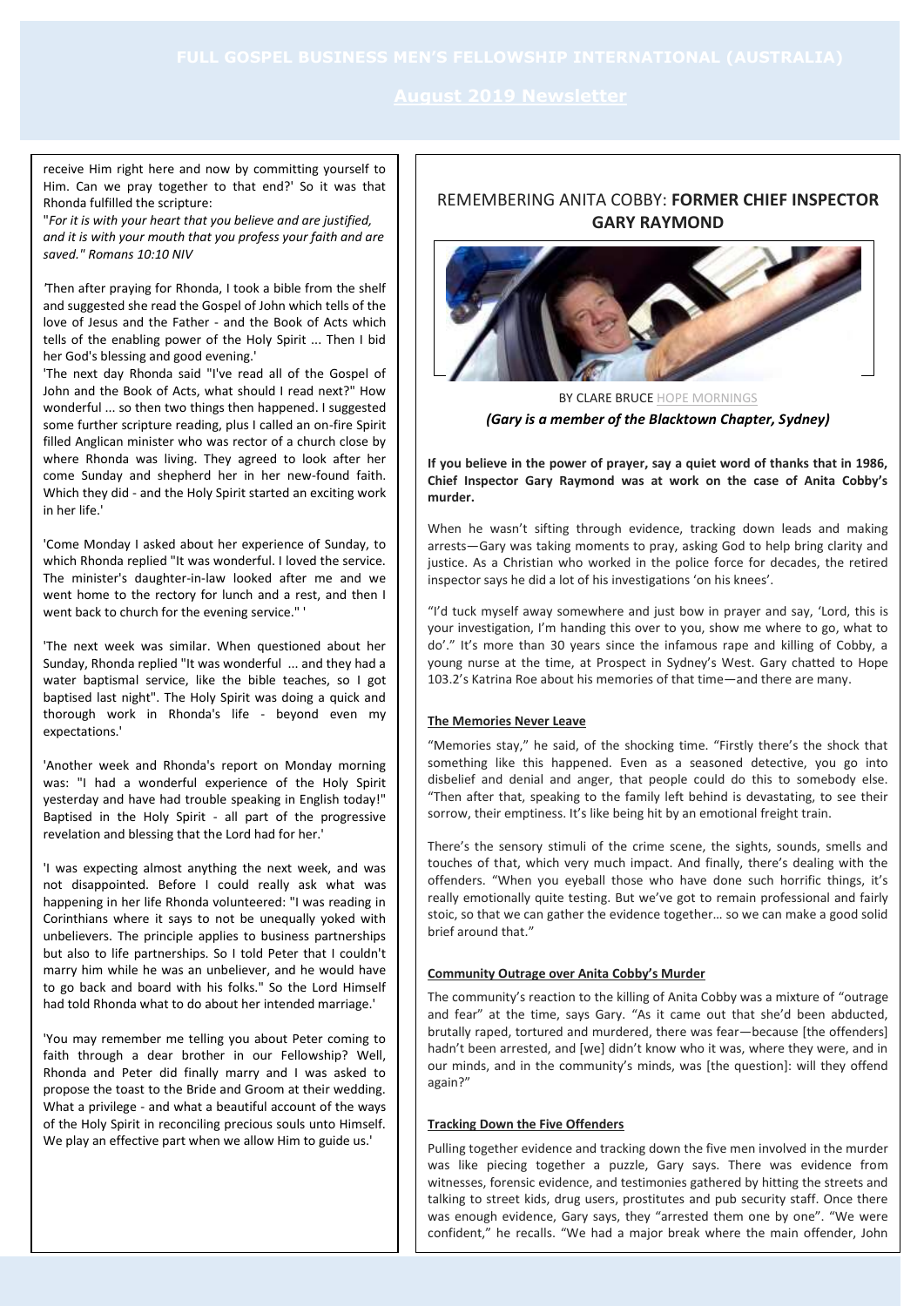receive Him right here and now by committing yourself to Him. Can we pray together to that end?' So it was that Rhonda fulfilled the scripture:

"*For it is with your heart that you believe and are justified, and it is with your mouth that you profess your faith and are saved." Romans 10:10 NIV*

'Then after praying for Rhonda, I took a bible from the shelf and suggested she read the Gospel of John which tells of the love of Jesus and the Father - and the Book of Acts which tells of the enabling power of the Holy Spirit ... Then I bid her God's blessing and good evening.'

'The next day Rhonda said "I've read all of the Gospel of John and the Book of Acts, what should I read next?" How wonderful ... so then two things then happened. I suggested some further scripture reading, plus I called an on-fire Spirit filled Anglican minister who was rector of a church close by where Rhonda was living. They agreed to look after her come Sunday and shepherd her in her new-found faith. Which they did - and the Holy Spirit started an exciting work in her life.'

'Come Monday I asked about her experience of Sunday, to which Rhonda replied "It was wonderful. I loved the service. The minister's daughter-in-law looked after me and we went home to the rectory for lunch and a rest, and then I went back to church for the evening service." '

'The next week was similar. When questioned about her Sunday, Rhonda replied "It was wonderful ... and they had a water baptismal service, like the bible teaches, so I got baptised last night". The Holy Spirit was doing a quick and thorough work in Rhonda's life - beyond even my expectations.'

'Another week and Rhonda's report on Monday morning was: "I had a wonderful experience of the Holy Spirit yesterday and have had trouble speaking in English today!" Baptised in the Holy Spirit - all part of the progressive revelation and blessing that the Lord had for her.'

'I was expecting almost anything the next week, and was not disappointed. Before I could really ask what was happening in her life Rhonda volunteered: "I was reading in Corinthians where it says to not be unequally yoked with unbelievers. The principle applies to business partnerships but also to life partnerships. So I told Peter that I couldn't marry him while he was an unbeliever, and he would have to go back and board with his folks." So the Lord Himself had told Rhonda what to do about her intended marriage.'

'You may remember me telling you about Peter coming to faith through a dear brother in our Fellowship? Well, Rhonda and Peter did finally marry and I was asked to propose the toast to the Bride and Groom at their wedding. What a privilege - and what a beautiful account of the ways of the Holy Spirit in reconciling precious souls unto Himself. We play an effective part when we allow Him to guide us.'

## REMEMBERING ANITA COBBY: **FORMER CHIEF INSPECTOR GARY RAYMOND**

BY CLARE BRUCE HOPE MORNINGS

***(Gary is a member of the Blacktown Chapter, Sydney)***

**If you believe in the power of prayer, say a quiet word of thanks that in 1986, Chief Inspector Gary Raymond was at work on the case of Anita Cobby's murder.**

When he wasn't sifting through evidence, tracking down leads and making arrests—Gary was taking moments to pray, asking God to help bring clarity and justice. As a Christian who worked in the police force for decades, the retired inspector says he did a lot of his investigations 'on his knees'.

"I'd tuck myself away somewhere and just bow in prayer and say, 'Lord, this is your investigation, I'm handing this over to you, show me where to go, what to do'." It's more than 30 years since the infamous rape and killing of Cobby, a young nurse at the time, at Prospect in Sydney's West. Gary chatted to Hope 103.2's Katrina Roe about his memories of that time—and there are many.

### The Memories Never Leave

"Memories stay," he said, of the shocking time. "Firstly there's the shock that something like this happened. Even as a seasoned detective, you go into disbelief and denial and anger, that people could do this to somebody else. "Then after that, speaking to the family left behind is devastating, to see their sorrow, their emptiness. It's like being hit by an emotional freight train.

There's the sensory stimuli of the crime scene, the sights, sounds, smells and touches of that, which very much impact. And finally, there's dealing with the offenders. "When you eyeball those who have done such horrific things, it's really emotionally quite testing. But we've got to remain professional and fairly stoic, so that we can gather the evidence together… so we can make a good solid brief around that."

### Community Outrage over Anita Cobby's Murder

The community's reaction to the killing of Anita Cobby was a mixture of "outrage and fear" at the time, says Gary. "As it came out that she'd been abducted, brutally raped, tortured and murdered, there was fear—because [the offenders] hadn't been arrested, and [we] didn't know who it was, where they were, and in our minds, and in the community's minds, was [the question]: will they offend again?"

### Tracking Down the Five Offenders

Pulling together evidence and tracking down the five men involved in the murder was like piecing together a puzzle, Gary says. There was evidence from witnesses, forensic evidence, and testimonies gathered by hitting the streets and talking to street kids, drug users, prostitutes and pub security staff. Once there was enough evidence, Gary says, they "arrested them one by one". "We were confident," he recalls. "We had a major break where the main offender, John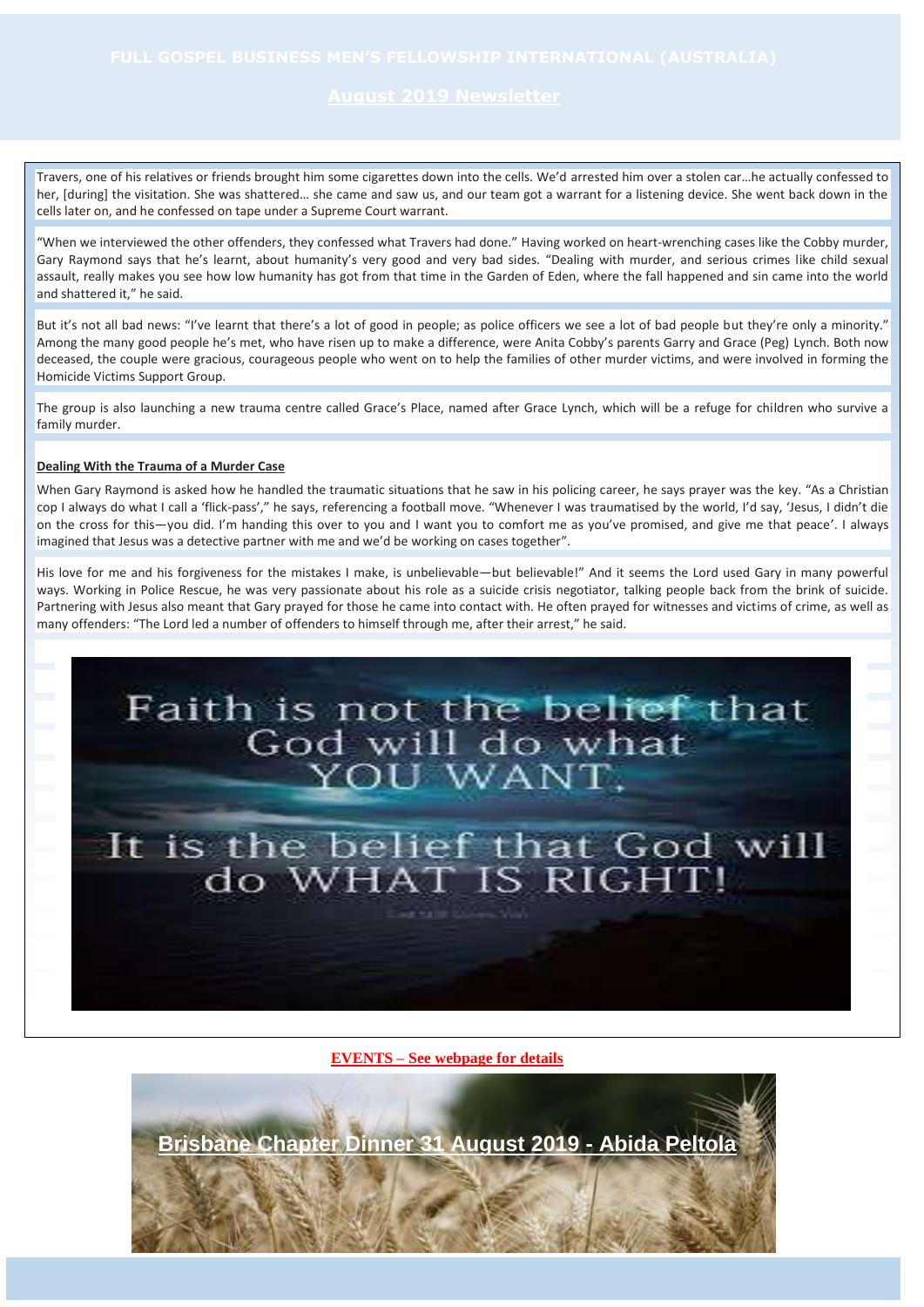Travers, one of his relatives or friends brought him some cigarettes down into the cells. We'd arrested him over a stolen car…he actually confessed to her, [during] the visitation. She was shattered… she came and saw us, and our team got a warrant for a listening device. She went back down in the cells later on, and he confessed on tape under a Supreme Court warrant.

"When we interviewed the other offenders, they confessed what Travers had done." Having worked on heart-wrenching cases like the Cobby murder, Gary Raymond says that he's learnt, about humanity's very good and very bad sides. "Dealing with murder, and serious crimes like child sexual assault, really makes you see how low humanity has got from that time in the Garden of Eden, where the fall happened and sin came into the world and shattered it," he said.

But it's not all bad news: "I've learnt that there's a lot of good in people; as police officers we see a lot of bad people but they're only a minority." Among the many good people he's met, who have risen up to make a difference, were Anita Cobby's parents Garry and Grace (Peg) Lynch. Both now deceased, the couple were gracious, courageous people who went on to help the families of other murder victims, and were involved in forming the Homicide Victims Support Group.

The group is also launching a new trauma centre called Grace's Place, named after Grace Lynch, which will be a refuge for children who survive a family murder.

**Dealing With the Trauma of a Murder Case**

When Gary Raymond is asked how he handled the traumatic situations that he saw in his policing career, he says prayer was the key. "As a Christian cop I always do what I call a 'flick-pass'," he says, referencing a football move. "Whenever I was traumatised by the world, I'd say, 'Jesus, I didn't die on the cross for this—you did. I'm handing this over to you and I want you to comfort me as you've promised, and give me that peace'. I always imagined that Jesus was a detective partner with me and we'd be working on cases together".

His love for me and his forgiveness for the mistakes I make, is unbelievable—but believable!" And it seems the Lord used Gary in many powerful ways. Working in Police Rescue, he was very passionate about his role as a suicide crisis negotiator, talking people back from the brink of suicide. Partnering with Jesus also meant that Gary prayed for those he came into contact with. He often prayed for witnesses and victims of crime, as well as many offenders: "The Lord led a number of offenders to himself through me, after their arrest," he said.

Faith is not the belief that God will do what YOU WANT.

It is the belief that God will do WHAT IS RIGHT!

**EVENTS – See webpage for details**

**Brisbane Chapter Dinner 31 August 2019 - Abida Peltola**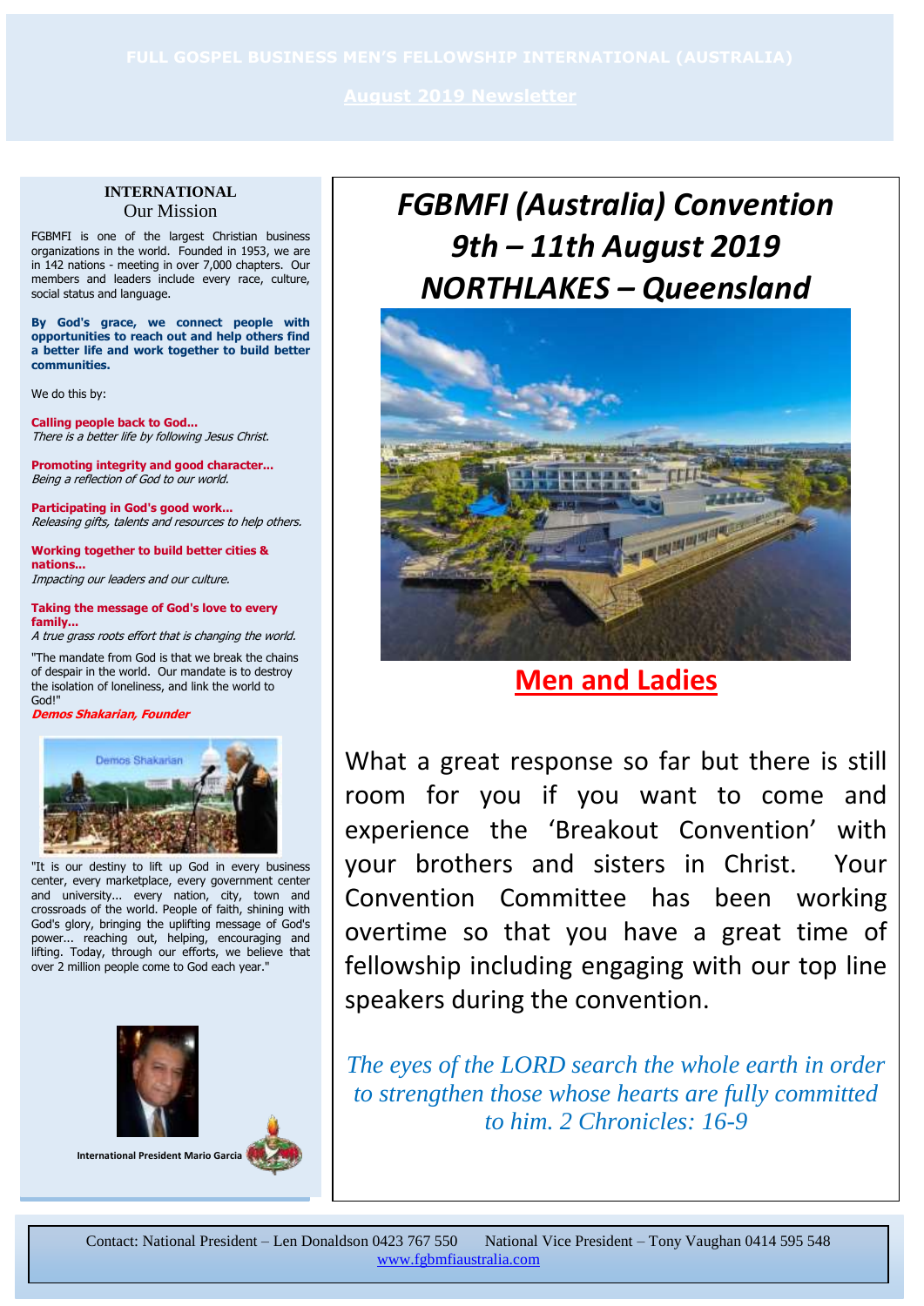# FULL GOSPEL BUSINESS MEN'S FELLOWSHIP INTERNATIONAL (AUSTRALIA)

## August 2019 Newsletter

### INTERNATIONAL
### Our Mission

FGBMFI is one of the largest Christian business organizations in the world. Founded in 1953, we are in 142 nations - meeting in over 7,000 chapters. Our members and leaders include every race, culture, social status and language.

**By God's grace, we connect people with opportunities to reach out and help others find a better life and work together to build better communities.**

We do this by:

**Calling people back to God...**
*There is a better life by following Jesus Christ.*

**Promoting integrity and good character...**
*Being a reflection of God to our world.*

**Participating in God's good work...**
*Releasing gifts, talents and resources to help others.*

**Working together to build better cities & nations...**
*Impacting our leaders and our culture.*

**Taking the message of God's love to every family...**
*A true grass roots effort that is changing the world.*

"The mandate from God is that we break the chains of despair in the world. Our mandate is to destroy the isolation of loneliness, and link the world to God!"
***Demos Shakarian, Founder***

Demos Shakarian

"It is our destiny to lift up God in every business center, every marketplace, every government center and university... every nation, city, town and crossroads of the world. People of faith, shining with God's glory, bringing the uplifting message of God's power... reaching out, helping, encouraging and lifting. Today, through our efforts, we believe that over 2 million people come to God each year."

International President Mario Garcia

# *FGBMFI (Australia) Convention 9th – 11th August 2019 NORTHLAKES – Queensland*

## Men and Ladies

What a great response so far but there is still room for you if you want to come and experience the 'Breakout Convention' with your brothers and sisters in Christ. Your Convention Committee has been working overtime so that you have a great time of fellowship including engaging with our top line speakers during the convention.

*The eyes of the LORD search the whole earth in order to strengthen those whose hearts are fully committed to him. 2 Chronicles: 16-9*

Contact: National President – Len Donaldson 0423 767 550 National Vice President – Tony Vaughan 0414 595 548
www.fgbmfiaustralia.com